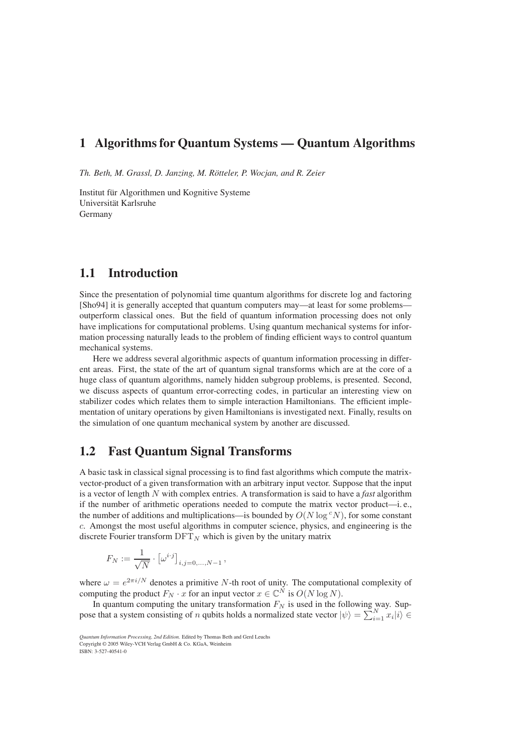# 1 Algorithms for Quantum Systems — Quantum Algorithms

*Th. Beth, M. Grassl, D. Janzing, M. Rötteler, P. Wocjan, and R. Zeier*

Institut für Algorithmen und Kognitive Systeme
Universität Karlsruhe
Germany

## 1.1 Introduction

Since the presentation of polynomial time quantum algorithms for discrete log and factoring [Sho94] it is generally accepted that quantum computers may—at least for some problems—outperform classical ones. But the field of quantum information processing does not only have implications for computational problems. Using quantum mechanical systems for information processing naturally leads to the problem of finding efficient ways to control quantum mechanical systems.

Here we address several algorithmic aspects of quantum information processing in different areas. First, the state of the art of quantum signal transforms which are at the core of a huge class of quantum algorithms, namely hidden subgroup problems, is presented. Second, we discuss aspects of quantum error-correcting codes, in particular an interesting view on stabilizer codes which relates them to simple interaction Hamiltonians. The efficient implementation of unitary operations by given Hamiltonians is investigated next. Finally, results on the simulation of one quantum mechanical system by another are discussed.

## 1.2 Fast Quantum Signal Transforms

A basic task in classical signal processing is to find fast algorithms which compute the matrix-vector-product of a given transformation with an arbitrary input vector. Suppose that the input is a vector of length $N$ with complex entries. A transformation is said to have a *fast* algorithm if the number of arithmetic operations needed to compute the matrix vector product—i. e., the number of additions and multiplications—is bounded by $O(N \log^c N)$, for some constant $c$. Amongst the most useful algorithms in computer science, physics, and engineering is the discrete Fourier transform $\mathrm{DFT}_N$ which is given by the unitary matrix

$$F_N := \frac{1}{\sqrt{N}} \cdot \left[\omega^{i \cdot j}\right]_{i,j=0,\ldots,N-1},$$

where $\omega = e^{2\pi i/N}$ denotes a primitive $N$-th root of unity. The computational complexity of computing the product $F_N \cdot x$ for an input vector $x \in \mathbb{C}^N$ is $O(N \log N)$.

In quantum computing the unitary transformation $F_N$ is used in the following way. Suppose that a system consisting of $n$ qubits holds a normalized state vector $|\psi\rangle = \sum_{i=1}^{N} x_i |i\rangle \in$

*Quantum Information Processing, 2nd Edition.* Edited by Thomas Beth and Gerd Leuchs
Copyright © 2005 Wiley-VCH Verlag GmbH & Co. KGaA, Weinheim
ISBN: 3-527-40541-0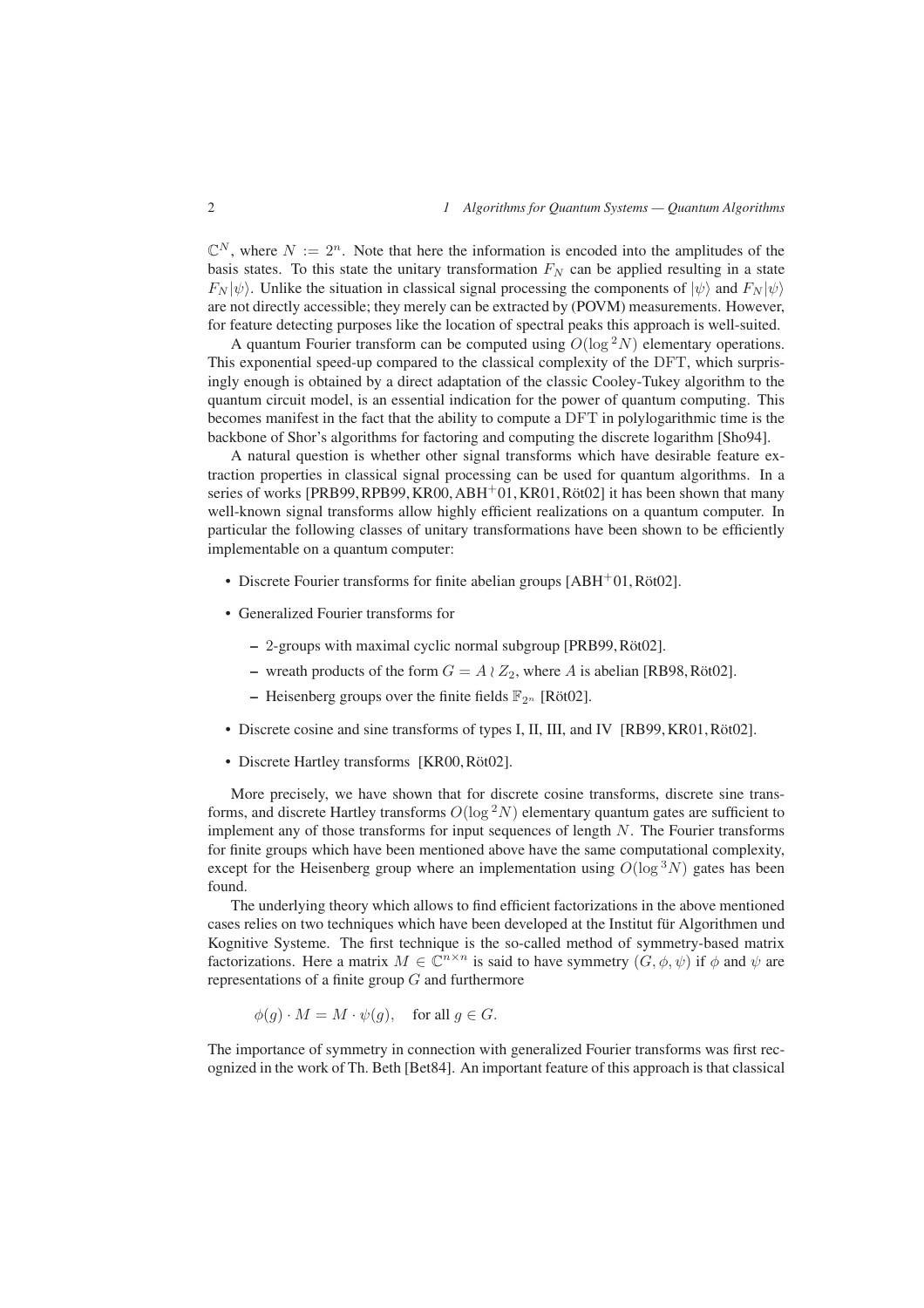$\mathbb{C}^N$, where $N := 2^n$. Note that here the information is encoded into the amplitudes of the basis states. To this state the unitary transformation $F_N$ can be applied resulting in a state $F_N|\psi\rangle$. Unlike the situation in classical signal processing the components of $|\psi\rangle$ and $F_N|\psi\rangle$ are not directly accessible; they merely can be extracted by (POVM) measurements. However, for feature detecting purposes like the location of spectral peaks this approach is well-suited.

A quantum Fourier transform can be computed using $O(\log^2 N)$ elementary operations. This exponential speed-up compared to the classical complexity of the DFT, which surprisingly enough is obtained by a direct adaptation of the classic Cooley-Tukey algorithm to the quantum circuit model, is an essential indication for the power of quantum computing. This becomes manifest in the fact that the ability to compute a DFT in polylogarithmic time is the backbone of Shor's algorithms for factoring and computing the discrete logarithm [Sho94].

A natural question is whether other signal transforms which have desirable feature extraction properties in classical signal processing can be used for quantum algorithms. In a series of works [PRB99, RPB99, KR00, ABH+01, KR01, Röt02] it has been shown that many well-known signal transforms allow highly efficient realizations on a quantum computer. In particular the following classes of unitary transformations have been shown to be efficiently implementable on a quantum computer:

- Discrete Fourier transforms for finite abelian groups [ABH+01, Röt02].
- Generalized Fourier transforms for
  - 2-groups with maximal cyclic normal subgroup [PRB99, Röt02].
  - wreath products of the form $G = A \wr Z_2$, where $A$ is abelian [RB98, Röt02].
  - Heisenberg groups over the finite fields $\mathbb{F}_{2^n}$ [Röt02].
- Discrete cosine and sine transforms of types I, II, III, and IV [RB99, KR01, Röt02].
- Discrete Hartley transforms [KR00, Röt02].

More precisely, we have shown that for discrete cosine transforms, discrete sine transforms, and discrete Hartley transforms $O(\log^2 N)$ elementary quantum gates are sufficient to implement any of those transforms for input sequences of length $N$. The Fourier transforms for finite groups which have been mentioned above have the same computational complexity, except for the Heisenberg group where an implementation using $O(\log^3 N)$ gates has been found.

The underlying theory which allows to find efficient factorizations in the above mentioned cases relies on two techniques which have been developed at the Institut für Algorithmen und Kognitive Systeme. The first technique is the so-called method of symmetry-based matrix factorizations. Here a matrix $M \in \mathbb{C}^{n \times n}$ is said to have symmetry $(G, \phi, \psi)$ if $\phi$ and $\psi$ are representations of a finite group $G$ and furthermore

$$\phi(g) \cdot M = M \cdot \psi(g), \quad \text{for all } g \in G.$$

The importance of symmetry in connection with generalized Fourier transforms was first recognized in the work of Th. Beth [Bet84]. An important feature of this approach is that classical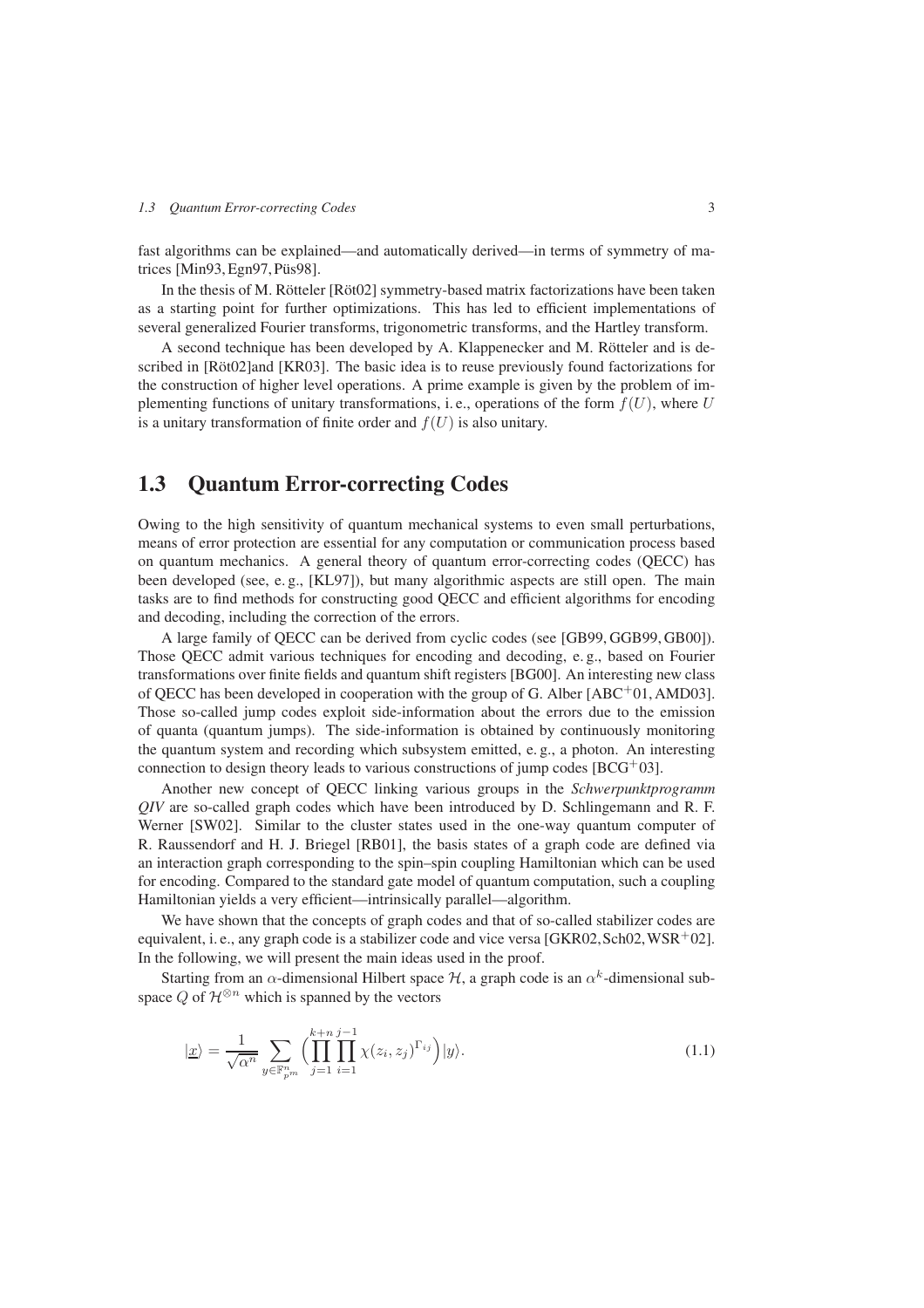fast algorithms can be explained—and automatically derived—in terms of symmetry of matrices [Min93, Egn97, Püs98].

In the thesis of M. Rötteler [Röt02] symmetry-based matrix factorizations have been taken as a starting point for further optimizations. This has led to efficient implementations of several generalized Fourier transforms, trigonometric transforms, and the Hartley transform.

A second technique has been developed by A. Klappenecker and M. Rötteler and is described in [Röt02]and [KR03]. The basic idea is to reuse previously found factorizations for the construction of higher level operations. A prime example is given by the problem of implementing functions of unitary transformations, i. e., operations of the form $f(U)$, where $U$ is a unitary transformation of finite order and $f(U)$ is also unitary.

## 1.3 Quantum Error-correcting Codes

Owing to the high sensitivity of quantum mechanical systems to even small perturbations, means of error protection are essential for any computation or communication process based on quantum mechanics. A general theory of quantum error-correcting codes (QECC) has been developed (see, e. g., [KL97]), but many algorithmic aspects are still open. The main tasks are to find methods for constructing good QECC and efficient algorithms for encoding and decoding, including the correction of the errors.

A large family of QECC can be derived from cyclic codes (see [GB99, GGB99, GB00]). Those QECC admit various techniques for encoding and decoding, e. g., based on Fourier transformations over finite fields and quantum shift registers [BG00]. An interesting new class of QECC has been developed in cooperation with the group of G. Alber [ABC$^+$01, AMD03]. Those so-called jump codes exploit side-information about the errors due to the emission of quanta (quantum jumps). The side-information is obtained by continuously monitoring the quantum system and recording which subsystem emitted, e. g., a photon. An interesting connection to design theory leads to various constructions of jump codes [BCG$^+$03].

Another new concept of QECC linking various groups in the *Schwerpunktprogramm QIV* are so-called graph codes which have been introduced by D. Schlingemann and R. F. Werner [SW02]. Similar to the cluster states used in the one-way quantum computer of R. Raussendorf and H. J. Briegel [RB01], the basis states of a graph code are defined via an interaction graph corresponding to the spin–spin coupling Hamiltonian which can be used for encoding. Compared to the standard gate model of quantum computation, such a coupling Hamiltonian yields a very efficient—intrinsically parallel—algorithm.

We have shown that the concepts of graph codes and that of so-called stabilizer codes are equivalent, i. e., any graph code is a stabilizer code and vice versa [GKR02, Sch02, WSR$^+$02]. In the following, we will present the main ideas used in the proof.

Starting from an $\alpha$-dimensional Hilbert space $\mathcal{H}$, a graph code is an $\alpha^k$-dimensional subspace $Q$ of $\mathcal{H}^{\otimes n}$ which is spanned by the vectors

$$|\underline{x}\rangle = \frac{1}{\sqrt{\alpha^n}} \sum_{y \in \mathbb{F}_{p^m}^n} \Big( \prod_{j=1}^{k+n} \prod_{i=1}^{j-1} \chi(z_i, z_j)^{\Gamma_{ij}} \Big) |y\rangle. \tag{1.1}$$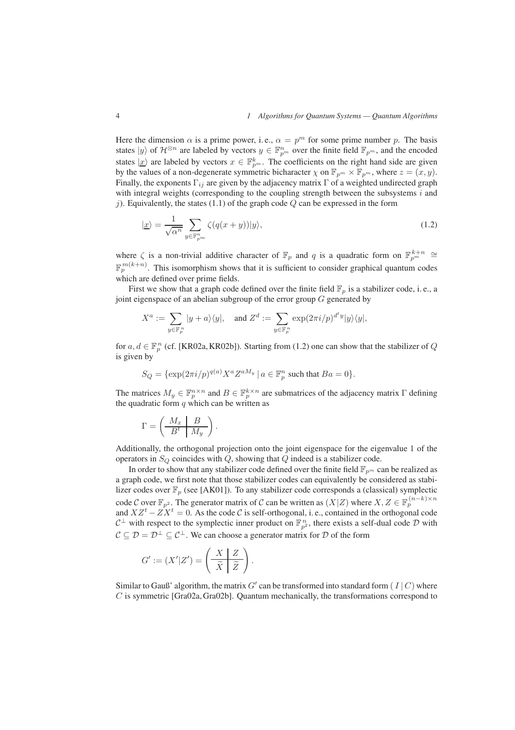Here the dimension $\alpha$ is a prime power, i. e., $\alpha = p^m$ for some prime number $p$. The basis states $|y\rangle$ of $\mathcal{H}^{\otimes n}$ are labeled by vectors $y \in \mathbb{F}_{p^m}^n$ over the finite field $\mathbb{F}_{p^m}$, and the encoded states $|\underline{x}\rangle$ are labeled by vectors $x \in \mathbb{F}_{p^m}^k$. The coefficients on the right hand side are given by the values of a non-degenerate symmetric bicharacter $\chi$ on $\mathbb{F}_{p^m} \times \mathbb{F}_{p^m}$, where $z = (x, y)$. Finally, the exponents $\Gamma_{ij}$ are given by the adjacency matrix $\Gamma$ of a weighted undirected graph with integral weights (corresponding to the coupling strength between the subsystems $i$ and $j$). Equivalently, the states (1.1) of the graph code $Q$ can be expressed in the form

$$|\underline{x}\rangle = \frac{1}{\sqrt{\alpha^n}} \sum_{y \in \mathbb{F}_{p^m}^n} \zeta(q(x+y))|y\rangle, \tag{1.2}$$

where $\zeta$ is a non-trivial additive character of $\mathbb{F}_p$ and $q$ is a quadratic form on $\mathbb{F}_{p^m}^{k+n} \cong \mathbb{F}_p^{m(k+n)}$. This isomorphism shows that it is sufficient to consider graphical quantum codes which are defined over prime fields.

First we show that a graph code defined over the finite field $\mathbb{F}_p$ is a stabilizer code, i. e., a joint eigenspace of an abelian subgroup of the error group $G$ generated by

$$X^a := \sum_{y \in \mathbb{F}_p^n} |y+a\rangle\langle y|, \quad \text{and } Z^d := \sum_{y \in \mathbb{F}_p^n} \exp(2\pi i/p)^{d^t y} |y\rangle\langle y|,$$

for $a, d \in \mathbb{F}_p^n$ (cf. [KR02a, KR02b]). Starting from (1.2) one can show that the stabilizer of $Q$ is given by

$$S_Q = \{\exp(2\pi i/p)^{q(a)} X^a Z^{aM_y} \mid a \in \mathbb{F}_p^n \text{ such that } Ba = 0\}.$$

The matrices $M_y \in \mathbb{F}_p^{n \times n}$ and $B \in \mathbb{F}_p^{k \times n}$ are submatrices of the adjacency matrix $\Gamma$ defining the quadratic form $q$ which can be written as

$$\Gamma = \left( \begin{array}{c|c} M_x & B \\ \hline B^t & M_y \end{array} \right).$$

Additionally, the orthogonal projection onto the joint eigenspace for the eigenvalue 1 of the operators in $S_Q$ coincides with $Q$, showing that $Q$ indeed is a stabilizer code.

In order to show that any stabilizer code defined over the finite field $\mathbb{F}_{p^m}$ can be realized as a graph code, we first note that those stabilizer codes can equivalently be considered as stabilizer codes over $\mathbb{F}_p$ (see [AK01]). To any stabilizer code corresponds a (classical) symplectic code $\mathcal{C}$ over $\mathbb{F}_{p^2}$. The generator matrix of $\mathcal{C}$ can be written as $(X|Z)$ where $X, Z \in \mathbb{F}_p^{(n-k)\times n}$ and $XZ^t - ZX^t = 0$. As the code $\mathcal{C}$ is self-orthogonal, i. e., contained in the orthogonal code $\mathcal{C}^\perp$ with respect to the symplectic inner product on $\mathbb{F}_{p^2}^n$, there exists a self-dual code $\mathcal{D}$ with $\mathcal{C} \subseteq \mathcal{D} = \mathcal{D}^\perp \subseteq \mathcal{C}^\perp$. We can choose a generator matrix for $\mathcal{D}$ of the form

$$G' := (X'|Z') = \left( \begin{array}{c|c} X & Z \\ \hline \widetilde{X} & \widetilde{Z} \end{array} \right).$$

Similar to Gauß' algorithm, the matrix $G'$ can be transformed into standard form $(\,I \mid C)$ where $C$ is symmetric [Gra02a, Gra02b]. Quantum mechanically, the transformations correspond to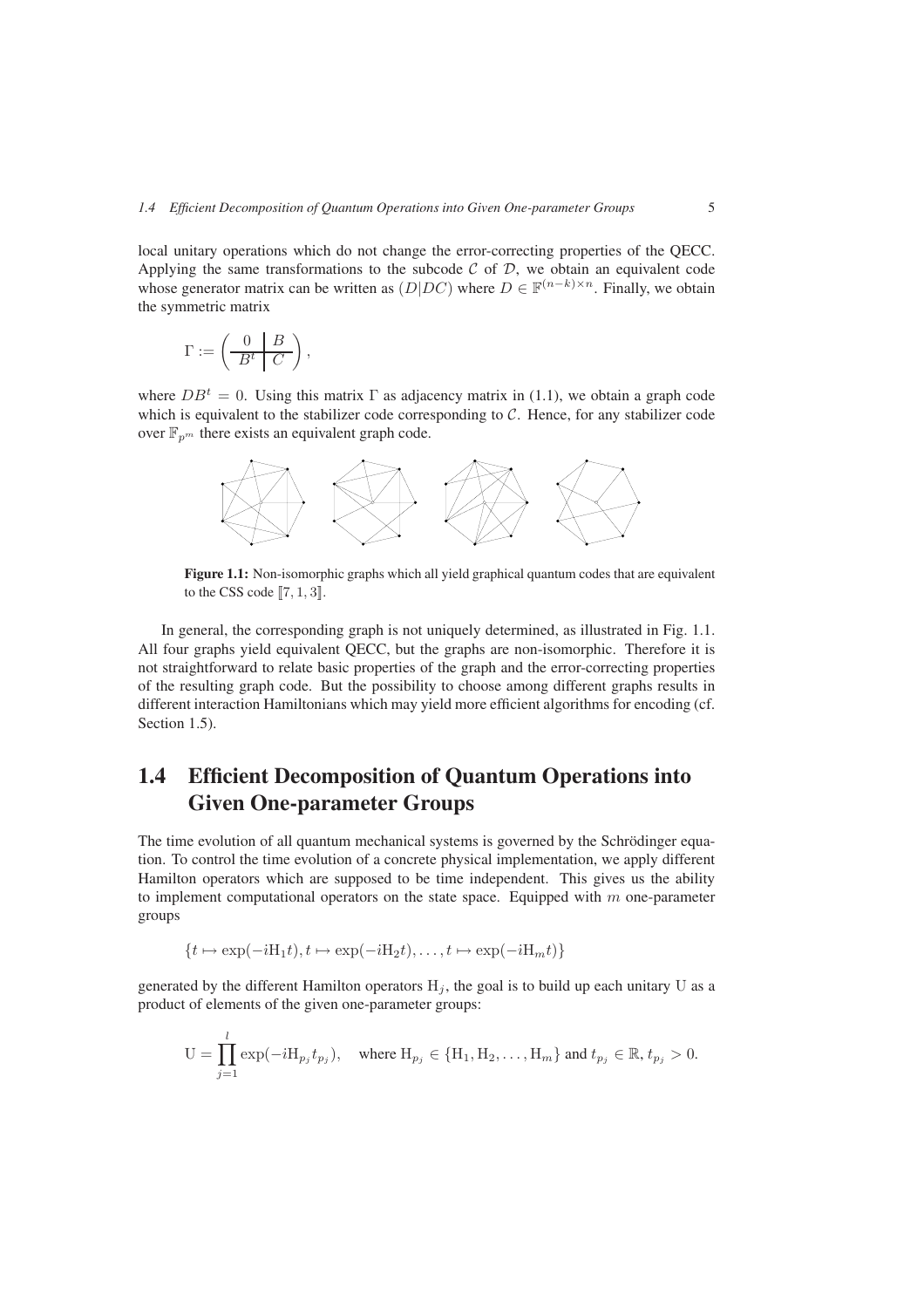local unitary operations which do not change the error-correcting properties of the QECC. Applying the same transformations to the subcode $\mathcal{C}$ of $\mathcal{D}$, we obtain an equivalent code whose generator matrix can be written as $(D|DC)$ where $D \in \mathbb{F}^{(n-k)\times n}$. Finally, we obtain the symmetric matrix

$$\Gamma := \left(\begin{array}{c|c} 0 & B \\ \hline B^t & C \end{array}\right),$$

where $DB^t = 0$. Using this matrix $\Gamma$ as adjacency matrix in (1.1), we obtain a graph code which is equivalent to the stabilizer code corresponding to $\mathcal{C}$. Hence, for any stabilizer code over $\mathbb{F}_{p^m}$ there exists an equivalent graph code.

**Figure 1.1:** Non-isomorphic graphs which all yield graphical quantum codes that are equivalent to the CSS code $[\![7, 1, 3]\!]$.

In general, the corresponding graph is not uniquely determined, as illustrated in Fig. 1.1. All four graphs yield equivalent QECC, but the graphs are non-isomorphic. Therefore it is not straightforward to relate basic properties of the graph and the error-correcting properties of the resulting graph code. But the possibility to choose among different graphs results in different interaction Hamiltonians which may yield more efficient algorithms for encoding (cf. Section 1.5).

## 1.4 Efficient Decomposition of Quantum Operations into Given One-parameter Groups

The time evolution of all quantum mechanical systems is governed by the Schrödinger equation. To control the time evolution of a concrete physical implementation, we apply different Hamilton operators which are supposed to be time independent. This gives us the ability to implement computational operators on the state space. Equipped with $m$ one-parameter groups

$$\{t \mapsto \exp(-i\mathrm{H}_1 t), t \mapsto \exp(-i\mathrm{H}_2 t), \ldots, t \mapsto \exp(-i\mathrm{H}_m t)\}$$

generated by the different Hamilton operators $\mathrm{H}_j$, the goal is to build up each unitary $\mathrm{U}$ as a product of elements of the given one-parameter groups:

$$\mathrm{U} = \prod_{j=1}^{l} \exp(-i\mathrm{H}_{p_j} t_{p_j}), \quad \text{where } \mathrm{H}_{p_j} \in \{\mathrm{H}_1, \mathrm{H}_2, \ldots, \mathrm{H}_m\} \text{ and } t_{p_j} \in \mathbb{R}, t_{p_j} > 0.$$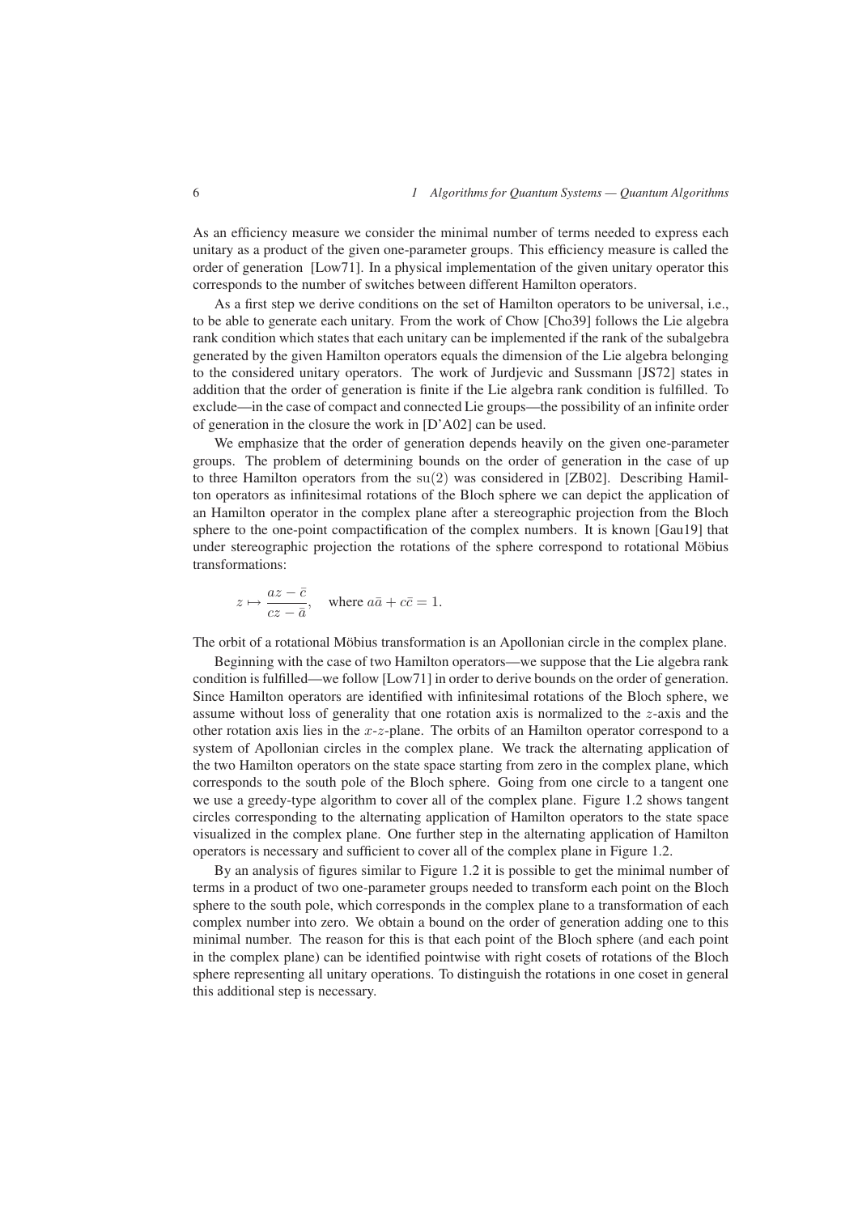As an efficiency measure we consider the minimal number of terms needed to express each unitary as a product of the given one-parameter groups. This efficiency measure is called the order of generation [Low71]. In a physical implementation of the given unitary operator this corresponds to the number of switches between different Hamilton operators.

As a first step we derive conditions on the set of Hamilton operators to be universal, i.e., to be able to generate each unitary. From the work of Chow [Cho39] follows the Lie algebra rank condition which states that each unitary can be implemented if the rank of the subalgebra generated by the given Hamilton operators equals the dimension of the Lie algebra belonging to the considered unitary operators. The work of Jurdjevic and Sussmann [JS72] states in addition that the order of generation is finite if the Lie algebra rank condition is fulfilled. To exclude—in the case of compact and connected Lie groups—the possibility of an infinite order of generation in the closure the work in [D'A02] can be used.

We emphasize that the order of generation depends heavily on the given one-parameter groups. The problem of determining bounds on the order of generation in the case of up to three Hamilton operators from the $\mathrm{su}(2)$ was considered in [ZB02]. Describing Hamilton operators as infinitesimal rotations of the Bloch sphere we can depict the application of an Hamilton operator in the complex plane after a stereographic projection from the Bloch sphere to the one-point compactification of the complex numbers. It is known [Gau19] that under stereographic projection the rotations of the sphere correspond to rotational Möbius transformations:

$$z \mapsto \frac{az - \bar{c}}{cz - \bar{a}}, \quad \text{where } a\bar{a} + c\bar{c} = 1.$$

The orbit of a rotational Möbius transformation is an Apollonian circle in the complex plane.

Beginning with the case of two Hamilton operators—we suppose that the Lie algebra rank condition is fulfilled—we follow [Low71] in order to derive bounds on the order of generation. Since Hamilton operators are identified with infinitesimal rotations of the Bloch sphere, we assume without loss of generality that one rotation axis is normalized to the $z$-axis and the other rotation axis lies in the $x$-$z$-plane. The orbits of an Hamilton operator correspond to a system of Apollonian circles in the complex plane. We track the alternating application of the two Hamilton operators on the state space starting from zero in the complex plane, which corresponds to the south pole of the Bloch sphere. Going from one circle to a tangent one we use a greedy-type algorithm to cover all of the complex plane. Figure 1.2 shows tangent circles corresponding to the alternating application of Hamilton operators to the state space visualized in the complex plane. One further step in the alternating application of Hamilton operators is necessary and sufficient to cover all of the complex plane in Figure 1.2.

By an analysis of figures similar to Figure 1.2 it is possible to get the minimal number of terms in a product of two one-parameter groups needed to transform each point on the Bloch sphere to the south pole, which corresponds in the complex plane to a transformation of each complex number into zero. We obtain a bound on the order of generation adding one to this minimal number. The reason for this is that each point of the Bloch sphere (and each point in the complex plane) can be identified pointwise with right cosets of rotations of the Bloch sphere representing all unitary operations. To distinguish the rotations in one coset in general this additional step is necessary.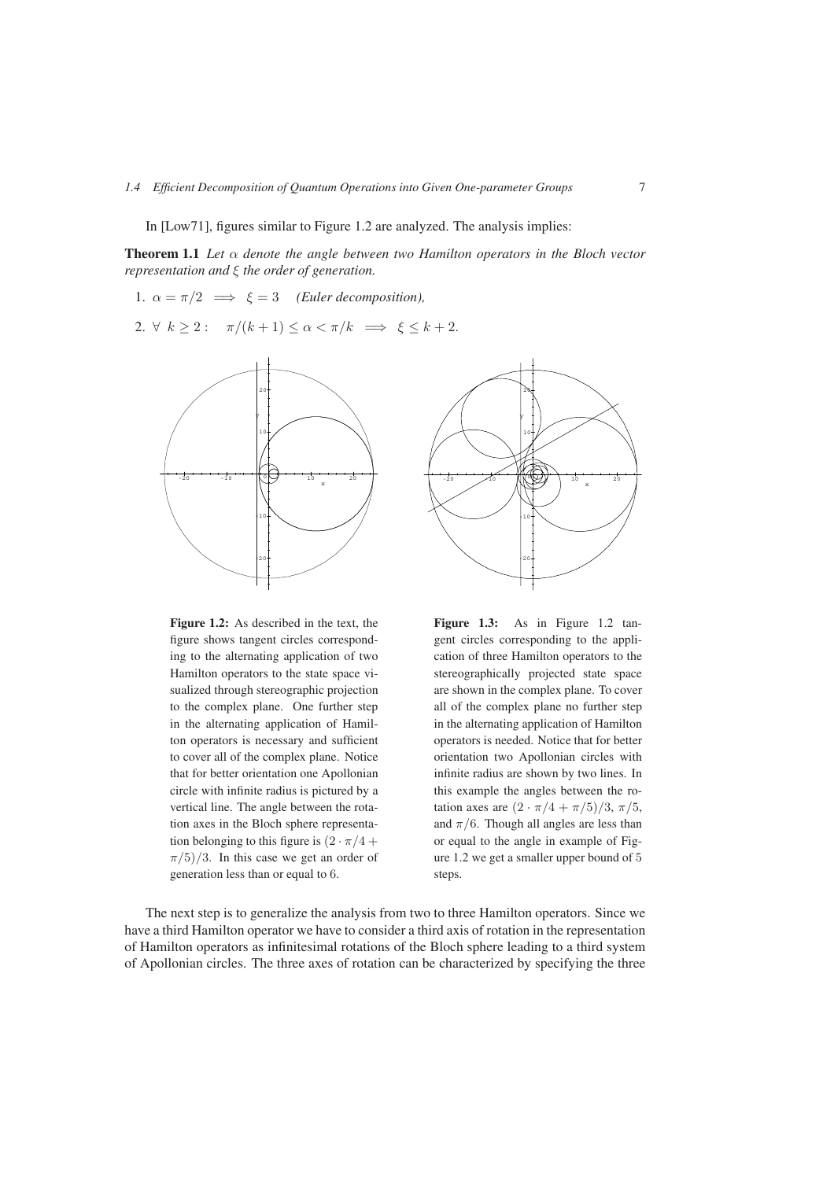In [Low71], figures similar to Figure 1.2 are analyzed. The analysis implies:

**Theorem 1.1** *Let $\alpha$ denote the angle between two Hamilton operators in the Bloch vector representation and $\xi$ the order of generation.*

1. $\alpha = \pi/2 \implies \xi = 3$ *(Euler decomposition),*
2. $\forall\ k \geq 2: \quad \pi/(k+1) \leq \alpha < \pi/k \implies \xi \leq k+2.$

**Figure 1.2:** As described in the text, the figure shows tangent circles corresponding to the alternating application of two Hamilton operators to the state space visualized through stereographic projection to the complex plane. One further step in the alternating application of Hamilton operators is necessary and sufficient to cover all of the complex plane. Notice that for better orientation one Apollonian circle with infinite radius is pictured by a vertical line. The angle between the rotation axes in the Bloch sphere representation belonging to this figure is $(2 \cdot \pi/4 + \pi/5)/3$. In this case we get an order of generation less than or equal to 6.

**Figure 1.3:** As in Figure 1.2 tangent circles corresponding to the application of three Hamilton operators to the stereographically projected state space are shown in the complex plane. To cover all of the complex plane no further step in the alternating application of Hamilton operators is needed. Notice that for better orientation two Apollonian circles with infinite radius are shown by two lines. In this example the angles between the rotation axes are $(2 \cdot \pi/4 + \pi/5)/3$, $\pi/5$, and $\pi/6$. Though all angles are less than or equal to the angle in example of Figure 1.2 we get a smaller upper bound of 5 steps.

The next step is to generalize the analysis from two to three Hamilton operators. Since we have a third Hamilton operator we have to consider a third axis of rotation in the representation of Hamilton operators as infinitesimal rotations of the Bloch sphere leading to a third system of Apollonian circles. The three axes of rotation can be characterized by specifying the three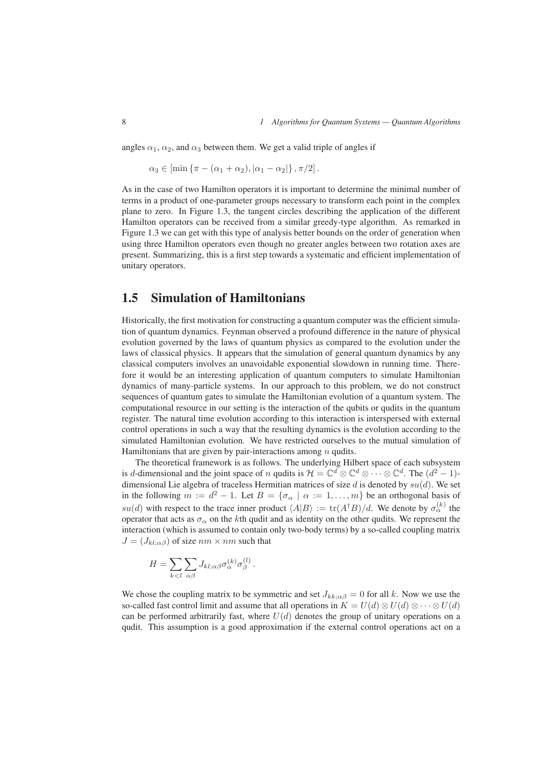angles $\alpha_1$, $\alpha_2$, and $\alpha_3$ between them. We get a valid triple of angles if

$$\alpha_3 \in [\min\{\pi - (\alpha_1 + \alpha_2), |\alpha_1 - \alpha_2|\}, \pi/2] .$$

As in the case of two Hamilton operators it is important to determine the minimal number of terms in a product of one-parameter groups necessary to transform each point in the complex plane to zero. In Figure 1.3, the tangent circles describing the application of the different Hamilton operators can be received from a similar greedy-type algorithm. As remarked in Figure 1.3 we can get with this type of analysis better bounds on the order of generation when using three Hamilton operators even though no greater angles between two rotation axes are present. Summarizing, this is a first step towards a systematic and efficient implementation of unitary operators.

## 1.5 Simulation of Hamiltonians

Historically, the first motivation for constructing a quantum computer was the efficient simulation of quantum dynamics. Feynman observed a profound difference in the nature of physical evolution governed by the laws of quantum physics as compared to the evolution under the laws of classical physics. It appears that the simulation of general quantum dynamics by any classical computers involves an unavoidable exponential slowdown in running time. Therefore it would be an interesting application of quantum computers to simulate Hamiltonian dynamics of many-particle systems. In our approach to this problem, we do not construct sequences of quantum gates to simulate the Hamiltonian evolution of a quantum system. The computational resource in our setting is the interaction of the qubits or qudits in the quantum register. The natural time evolution according to this interaction is interspersed with external control operations in such a way that the resulting dynamics is the evolution according to the simulated Hamiltonian evolution. We have restricted ourselves to the mutual simulation of Hamiltonians that are given by pair-interactions among $n$ qudits.

The theoretical framework is as follows. The underlying Hilbert space of each subsystem is $d$-dimensional and the joint space of $n$ qudits is $\mathcal{H} = \mathbb{C}^d \otimes \mathbb{C}^d \otimes \cdots \otimes \mathbb{C}^d$. The $(d^2-1)$-dimensional Lie algebra of traceless Hermitian matrices of size $d$ is denoted by $su(d)$. We set in the following $m := d^2 - 1$. Let $B = \{\sigma_\alpha \mid \alpha := 1, \ldots, m\}$ be an orthogonal basis of $su(d)$ with respect to the trace inner product $\langle A|B\rangle := \mathrm{tr}(A^\dagger B)/d$. We denote by $\sigma_\alpha^{(k)}$ the operator that acts as $\sigma_\alpha$ on the $k$th qudit and as identity on the other qudits. We represent the interaction (which is assumed to contain only two-body terms) by a so-called coupling matrix $J = (J_{kl;\alpha\beta})$ of size $nm \times nm$ such that

$$H = \sum_{k<l} \sum_{\alpha\beta} J_{kl;\alpha\beta} \sigma_\alpha^{(k)} \sigma_\beta^{(l)} .$$

We chose the coupling matrix to be symmetric and set $J_{kk;\alpha\beta} = 0$ for all $k$. Now we use the so-called fast control limit and assume that all operations in $K = U(d) \otimes U(d) \otimes \cdots \otimes U(d)$ can be performed arbitrarily fast, where $U(d)$ denotes the group of unitary operations on a qudit. This assumption is a good approximation if the external control operations act on a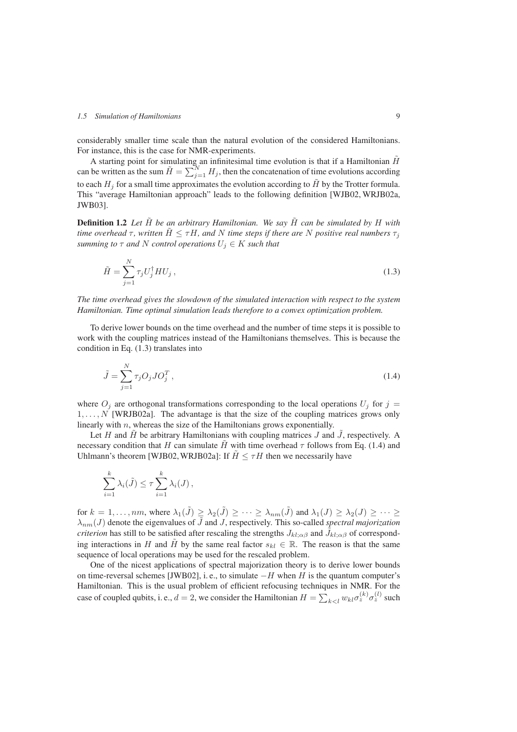considerably smaller time scale than the natural evolution of the considered Hamiltonians. For instance, this is the case for NMR-experiments.

A starting point for simulating an infinitesimal time evolution is that if a Hamiltonian $\tilde{H}$ can be written as the sum $\tilde{H} = \sum_{j=1}^{N} H_j$, then the concatenation of time evolutions according to each $H_j$ for a small time approximates the evolution according to $\tilde{H}$ by the Trotter formula. This "average Hamiltonian approach" leads to the following definition [WJB02, WRJB02a, JWB03].

**Definition 1.2** *Let $\tilde{H}$ be an arbitrary Hamiltonian. We say $\tilde{H}$ can be simulated by $H$ with time overhead $\tau$, written $\tilde{H} \leq \tau H$, and $N$ time steps if there are $N$ positive real numbers $\tau_j$ summing to $\tau$ and $N$ control operations $U_j \in K$ such that*

$$\tilde{H} = \sum_{j=1}^{N} \tau_j U_j^\dagger H U_j \,, \tag{1.3}$$

*The time overhead gives the slowdown of the simulated interaction with respect to the system Hamiltonian. Time optimal simulation leads therefore to a convex optimization problem.*

To derive lower bounds on the time overhead and the number of time steps it is possible to work with the coupling matrices instead of the Hamiltonians themselves. This is because the condition in Eq. (1.3) translates into

$$\tilde{J} = \sum_{j=1}^{N} \tau_j O_j J O_j^T \,, \tag{1.4}$$

where $O_j$ are orthogonal transformations corresponding to the local operations $U_j$ for $j = 1, \ldots, N$ [WRJB02a]. The advantage is that the size of the coupling matrices grows only linearly with $n$, whereas the size of the Hamiltonians grows exponentially.

Let $H$ and $\tilde{H}$ be arbitrary Hamiltonians with coupling matrices $J$ and $\tilde{J}$, respectively. A necessary condition that $H$ can simulate $\tilde{H}$ with time overhead $\tau$ follows from Eq. (1.4) and Uhlmann's theorem [WJB02, WRJB02a]: If $\tilde{H} \leq \tau H$ then we necessarily have

$$\sum_{i=1}^{k} \lambda_i(\tilde{J}) \leq \tau \sum_{i=1}^{k} \lambda_i(J) \,,$$

for $k = 1, \ldots, nm$, where $\lambda_1(\tilde{J}) \geq \lambda_2(\tilde{J}) \geq \cdots \geq \lambda_{nm}(\tilde{J})$ and $\lambda_1(J) \geq \lambda_2(J) \geq \cdots \geq \lambda_{nm}(J)$ denote the eigenvalues of $\tilde{J}$ and $J$, respectively. This so-called *spectral majorization criterion* has still to be satisfied after rescaling the strengths $J_{kl;\alpha\beta}$ and $\tilde{J}_{kl;\alpha\beta}$ of corresponding interactions in $H$ and $\tilde{H}$ by the same real factor $s_{kl} \in \mathbb{R}$. The reason is that the same sequence of local operations may be used for the rescaled problem.

One of the nicest applications of spectral majorization theory is to derive lower bounds on time-reversal schemes [JWB02], i. e., to simulate $-H$ when $H$ is the quantum computer's Hamiltonian. This is the usual problem of efficient refocusing techniques in NMR. For the case of coupled qubits, i. e., $d = 2$, we consider the Hamiltonian $H = \sum_{k<l} w_{kl} \sigma_z^{(k)} \sigma_z^{(l)}$ such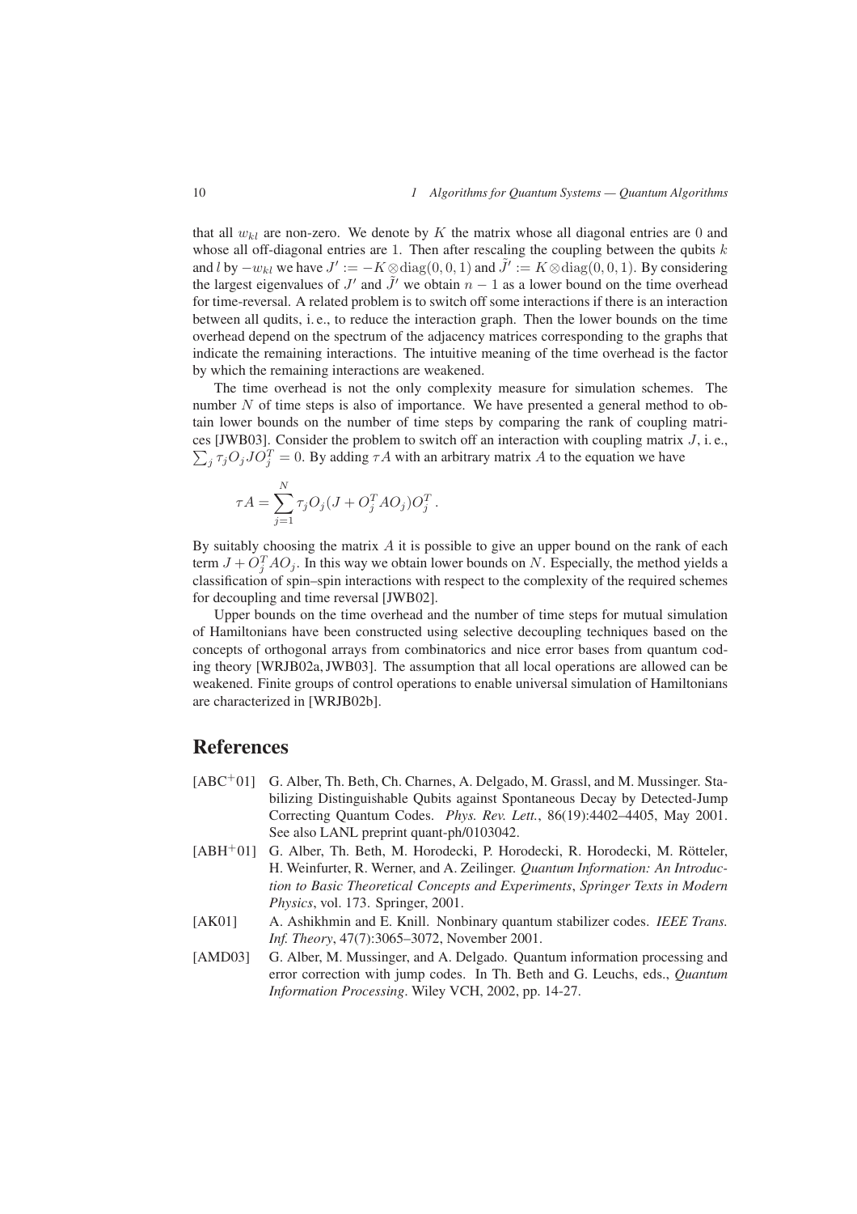that all $w_{kl}$ are non-zero. We denote by $K$ the matrix whose all diagonal entries are 0 and whose all off-diagonal entries are 1. Then after rescaling the coupling between the qubits $k$ and $l$ by $-w_{kl}$ we have $J' := -K \otimes \mathrm{diag}(0,0,1)$ and $\tilde{J}' := K \otimes \mathrm{diag}(0,0,1)$. By considering the largest eigenvalues of $J'$ and $\tilde{J}'$ we obtain $n-1$ as a lower bound on the time overhead for time-reversal. A related problem is to switch off some interactions if there is an interaction between all qudits, i. e., to reduce the interaction graph. Then the lower bounds on the time overhead depend on the spectrum of the adjacency matrices corresponding to the graphs that indicate the remaining interactions. The intuitive meaning of the time overhead is the factor by which the remaining interactions are weakened.

The time overhead is not the only complexity measure for simulation schemes. The number $N$ of time steps is also of importance. We have presented a general method to obtain lower bounds on the number of time steps by comparing the rank of coupling matrices [JWB03]. Consider the problem to switch off an interaction with coupling matrix $J$, i. e., $\sum_j \tau_j O_j J O_j^T = 0$. By adding $\tau A$ with an arbitrary matrix $A$ to the equation we have

$$\tau A = \sum_{j=1}^{N} \tau_j O_j (J + O_j^T A O_j) O_j^T \,.$$

By suitably choosing the matrix $A$ it is possible to give an upper bound on the rank of each term $J + O_j^T A O_j$. In this way we obtain lower bounds on $N$. Especially, the method yields a classification of spin–spin interactions with respect to the complexity of the required schemes for decoupling and time reversal [JWB02].

Upper bounds on the time overhead and the number of time steps for mutual simulation of Hamiltonians have been constructed using selective decoupling techniques based on the concepts of orthogonal arrays from combinatorics and nice error bases from quantum coding theory [WRJB02a, JWB03]. The assumption that all local operations are allowed can be weakened. Finite groups of control operations to enable universal simulation of Hamiltonians are characterized in [WRJB02b].

## References

- [ABC+01] G. Alber, Th. Beth, Ch. Charnes, A. Delgado, M. Grassl, and M. Mussinger. Stabilizing Distinguishable Qubits against Spontaneous Decay by Detected-Jump Correcting Quantum Codes. *Phys. Rev. Lett.*, 86(19):4402–4405, May 2001. See also LANL preprint quant-ph/0103042.
- [ABH+01] G. Alber, Th. Beth, M. Horodecki, P. Horodecki, R. Horodecki, M. Rötteler, H. Weinfurter, R. Werner, and A. Zeilinger. *Quantum Information: An Introduction to Basic Theoretical Concepts and Experiments*, *Springer Texts in Modern Physics*, vol. 173. Springer, 2001.
- [AK01] A. Ashikhmin and E. Knill. Nonbinary quantum stabilizer codes. *IEEE Trans. Inf. Theory*, 47(7):3065–3072, November 2001.
- [AMD03] G. Alber, M. Mussinger, and A. Delgado. Quantum information processing and error correction with jump codes. In Th. Beth and G. Leuchs, eds., *Quantum Information Processing*. Wiley VCH, 2002, pp. 14-27.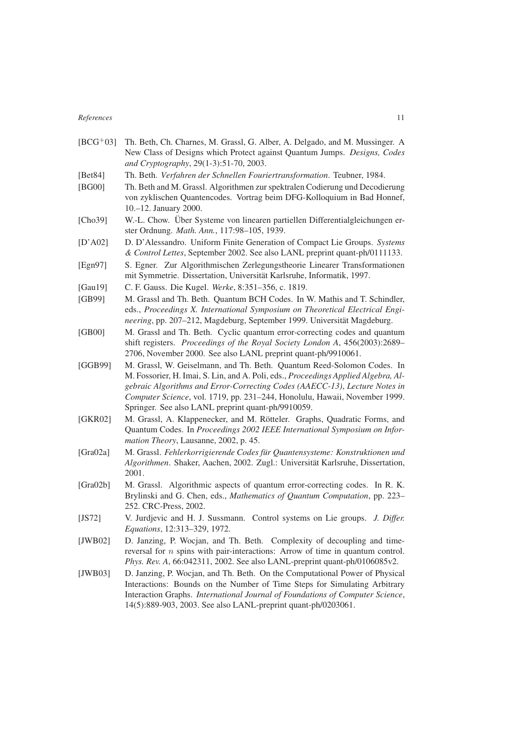[BCG+03] Th. Beth, Ch. Charnes, M. Grassl, G. Alber, A. Delgado, and M. Mussinger. A New Class of Designs which Protect against Quantum Jumps. *Designs, Codes and Cryptography*, 29(1-3):51-70, 2003.

[Bet84] Th. Beth. *Verfahren der Schnellen Fouriertransformation*. Teubner, 1984.

[BG00] Th. Beth and M. Grassl. Algorithmen zur spektralen Codierung und Decodierung von zyklischen Quantencodes. Vortrag beim DFG-Kolloquium in Bad Honnef, 10.–12. January 2000.

[Cho39] W.-L. Chow. Über Systeme von linearen partiellen Differentialgleichungen erster Ordnung. *Math. Ann.*, 117:98–105, 1939.

[D'A02] D. D'Alessandro. Uniform Finite Generation of Compact Lie Groups. *Systems & Control Lettes*, September 2002. See also LANL preprint quant-ph/0111133.

[Egn97] S. Egner. Zur Algorithmischen Zerlegungstheorie Linearer Transformationen mit Symmetrie. Dissertation, Universität Karlsruhe, Informatik, 1997.

[Gau19] C. F. Gauss. Die Kugel. *Werke*, 8:351–356, c. 1819.

[GB99] M. Grassl and Th. Beth. Quantum BCH Codes. In W. Mathis and T. Schindler, eds., *Proceedings X. International Symposium on Theoretical Electrical Engineering*, pp. 207–212, Magdeburg, September 1999. Universität Magdeburg.

[GB00] M. Grassl and Th. Beth. Cyclic quantum error-correcting codes and quantum shift registers. *Proceedings of the Royal Society London A*, 456(2003):2689–2706, November 2000. See also LANL preprint quant-ph/9910061.

[GGB99] M. Grassl, W. Geiselmann, and Th. Beth. Quantum Reed-Solomon Codes. In M. Fossorier, H. Imai, S. Lin, and A. Poli, eds., *Proceedings Applied Algebra, Algebraic Algorithms and Error-Correcting Codes (AAECC-13)*, *Lecture Notes in Computer Science*, vol. 1719, pp. 231–244, Honolulu, Hawaii, November 1999. Springer. See also LANL preprint quant-ph/9910059.

[GKR02] M. Grassl, A. Klappenecker, and M. Rötteler. Graphs, Quadratic Forms, and Quantum Codes. In *Proceedings 2002 IEEE International Symposium on Information Theory*, Lausanne, 2002, p. 45.

[Gra02a] M. Grassl. *Fehlerkorrigierende Codes für Quantensysteme: Konstruktionen und Algorithmen*. Shaker, Aachen, 2002. Zugl.: Universität Karlsruhe, Dissertation, 2001.

[Gra02b] M. Grassl. Algorithmic aspects of quantum error-correcting codes. In R. K. Brylinski and G. Chen, eds., *Mathematics of Quantum Computation*, pp. 223–252. CRC-Press, 2002.

[JS72] V. Jurdjevic and H. J. Sussmann. Control systems on Lie groups. *J. Differ. Equations*, 12:313–329, 1972.

[JWB02] D. Janzing, P. Wocjan, and Th. Beth. Complexity of decoupling and time-reversal for $n$ spins with pair-interactions: Arrow of time in quantum control. *Phys. Rev. A*, 66:042311, 2002. See also LANL-preprint quant-ph/0106085v2.

[JWB03] D. Janzing, P. Wocjan, and Th. Beth. On the Computational Power of Physical Interactions: Bounds on the Number of Time Steps for Simulating Arbitrary Interaction Graphs. *International Journal of Foundations of Computer Science*, 14(5):889-903, 2003. See also LANL-preprint quant-ph/0203061.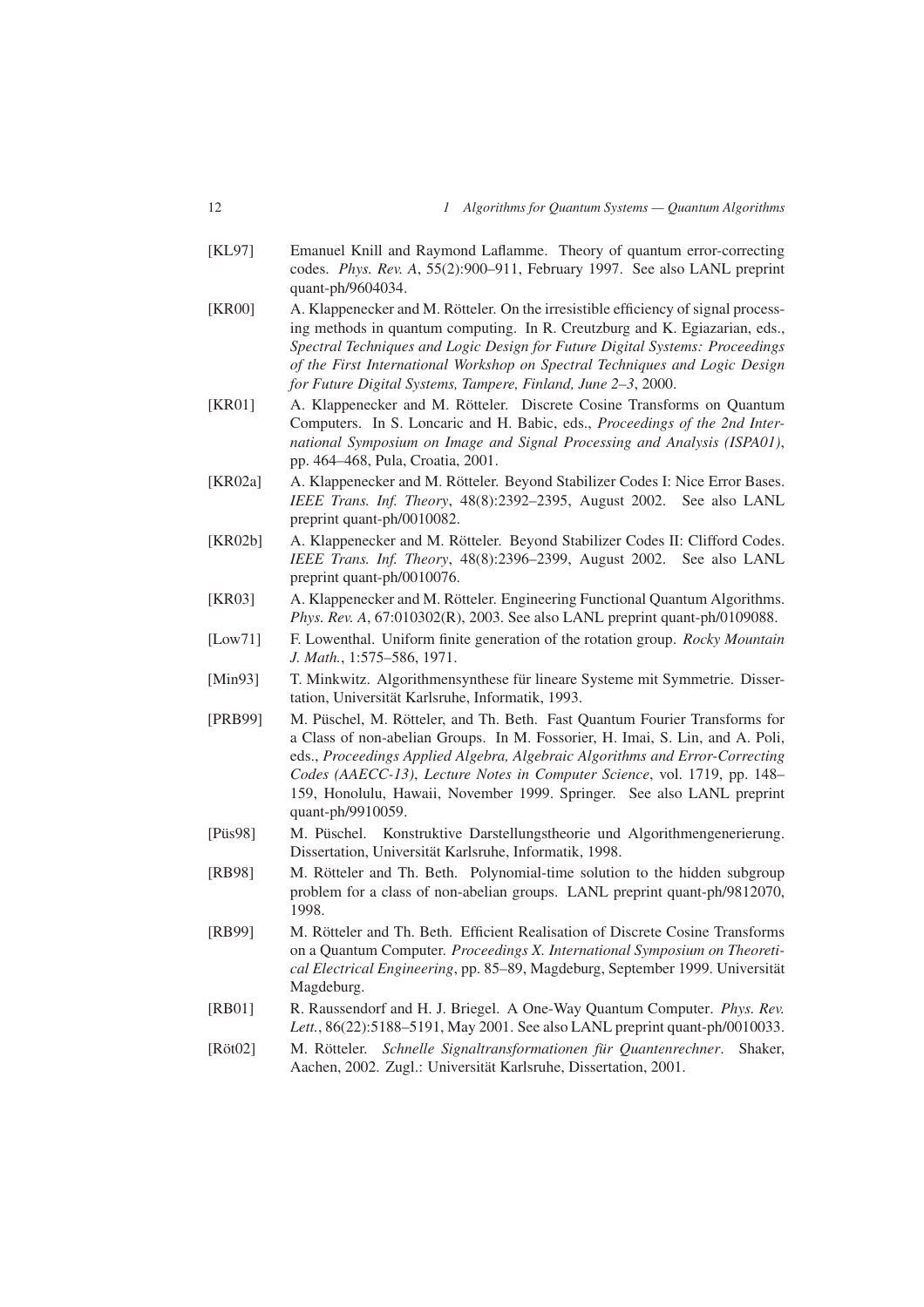[KL97] Emanuel Knill and Raymond Laflamme. Theory of quantum error-correcting codes. *Phys. Rev. A*, 55(2):900–911, February 1997. See also LANL preprint quant-ph/9604034.

[KR00] A. Klappenecker and M. Rötteler. On the irresistible efficiency of signal processing methods in quantum computing. In R. Creutzburg and K. Egiazarian, eds., *Spectral Techniques and Logic Design for Future Digital Systems: Proceedings of the First International Workshop on Spectral Techniques and Logic Design for Future Digital Systems, Tampere, Finland, June 2–3*, 2000.

[KR01] A. Klappenecker and M. Rötteler. Discrete Cosine Transforms on Quantum Computers. In S. Loncaric and H. Babic, eds., *Proceedings of the 2nd International Symposium on Image and Signal Processing and Analysis (ISPA01)*, pp. 464–468, Pula, Croatia, 2001.

[KR02a] A. Klappenecker and M. Rötteler. Beyond Stabilizer Codes I: Nice Error Bases. *IEEE Trans. Inf. Theory*, 48(8):2392–2395, August 2002. See also LANL preprint quant-ph/0010082.

[KR02b] A. Klappenecker and M. Rötteler. Beyond Stabilizer Codes II: Clifford Codes. *IEEE Trans. Inf. Theory*, 48(8):2396–2399, August 2002. See also LANL preprint quant-ph/0010076.

[KR03] A. Klappenecker and M. Rötteler. Engineering Functional Quantum Algorithms. *Phys. Rev. A*, 67:010302(R), 2003. See also LANL preprint quant-ph/0109088.

[Low71] F. Lowenthal. Uniform finite generation of the rotation group. *Rocky Mountain J. Math.*, 1:575–586, 1971.

[Min93] T. Minkwitz. Algorithmensynthese für lineare Systeme mit Symmetrie. Dissertation, Universität Karlsruhe, Informatik, 1993.

[PRB99] M. Püschel, M. Rötteler, and Th. Beth. Fast Quantum Fourier Transforms for a Class of non-abelian Groups. In M. Fossorier, H. Imai, S. Lin, and A. Poli, eds., *Proceedings Applied Algebra, Algebraic Algorithms and Error-Correcting Codes (AAECC-13)*, *Lecture Notes in Computer Science*, vol. 1719, pp. 148–159, Honolulu, Hawaii, November 1999. Springer. See also LANL preprint quant-ph/9910059.

[Püs98] M. Püschel. Konstruktive Darstellungstheorie und Algorithmengenerierung. Dissertation, Universität Karlsruhe, Informatik, 1998.

[RB98] M. Rötteler and Th. Beth. Polynomial-time solution to the hidden subgroup problem for a class of non-abelian groups. LANL preprint quant-ph/9812070, 1998.

[RB99] M. Rötteler and Th. Beth. Efficient Realisation of Discrete Cosine Transforms on a Quantum Computer. *Proceedings X. International Symposium on Theoretical Electrical Engineering*, pp. 85–89, Magdeburg, September 1999. Universität Magdeburg.

[RB01] R. Raussendorf and H. J. Briegel. A One-Way Quantum Computer. *Phys. Rev. Lett.*, 86(22):5188–5191, May 2001. See also LANL preprint quant-ph/0010033.

[Röt02] M. Rötteler. *Schnelle Signaltransformationen für Quantenrechner*. Shaker, Aachen, 2002. Zugl.: Universität Karlsruhe, Dissertation, 2001.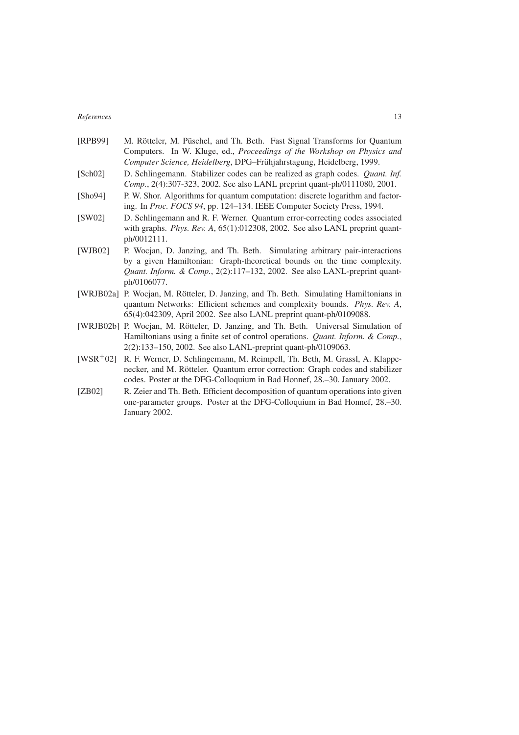[RPB99] M. Rötteler, M. Püschel, and Th. Beth. Fast Signal Transforms for Quantum Computers. In W. Kluge, ed., *Proceedings of the Workshop on Physics and Computer Science, Heidelberg*, DPG–Frühjahrstagung, Heidelberg, 1999.

[Sch02] D. Schlingemann. Stabilizer codes can be realized as graph codes. *Quant. Inf. Comp.*, 2(4):307-323, 2002. See also LANL preprint quant-ph/0111080, 2001.

[Sho94] P. W. Shor. Algorithms for quantum computation: discrete logarithm and factoring. In *Proc. FOCS 94*, pp. 124–134. IEEE Computer Society Press, 1994.

[SW02] D. Schlingemann and R. F. Werner. Quantum error-correcting codes associated with graphs. *Phys. Rev. A*, 65(1):012308, 2002. See also LANL preprint quant-ph/0012111.

[WJB02] P. Wocjan, D. Janzing, and Th. Beth. Simulating arbitrary pair-interactions by a given Hamiltonian: Graph-theoretical bounds on the time complexity. *Quant. Inform. & Comp.*, 2(2):117–132, 2002. See also LANL-preprint quant-ph/0106077.

[WRJB02a] P. Wocjan, M. Rötteler, D. Janzing, and Th. Beth. Simulating Hamiltonians in quantum Networks: Efficient schemes and complexity bounds. *Phys. Rev. A*, 65(4):042309, April 2002. See also LANL preprint quant-ph/0109088.

[WRJB02b] P. Wocjan, M. Rötteler, D. Janzing, and Th. Beth. Universal Simulation of Hamiltonians using a finite set of control operations. *Quant. Inform. & Comp.*, 2(2):133–150, 2002. See also LANL-preprint quant-ph/0109063.

[WSR+02] R. F. Werner, D. Schlingemann, M. Reimpell, Th. Beth, M. Grassl, A. Klappenecker, and M. Rötteler. Quantum error correction: Graph codes and stabilizer codes. Poster at the DFG-Colloquium in Bad Honnef, 28.–30. January 2002.

[ZB02] R. Zeier and Th. Beth. Efficient decomposition of quantum operations into given one-parameter groups. Poster at the DFG-Colloquium in Bad Honnef, 28.–30. January 2002.